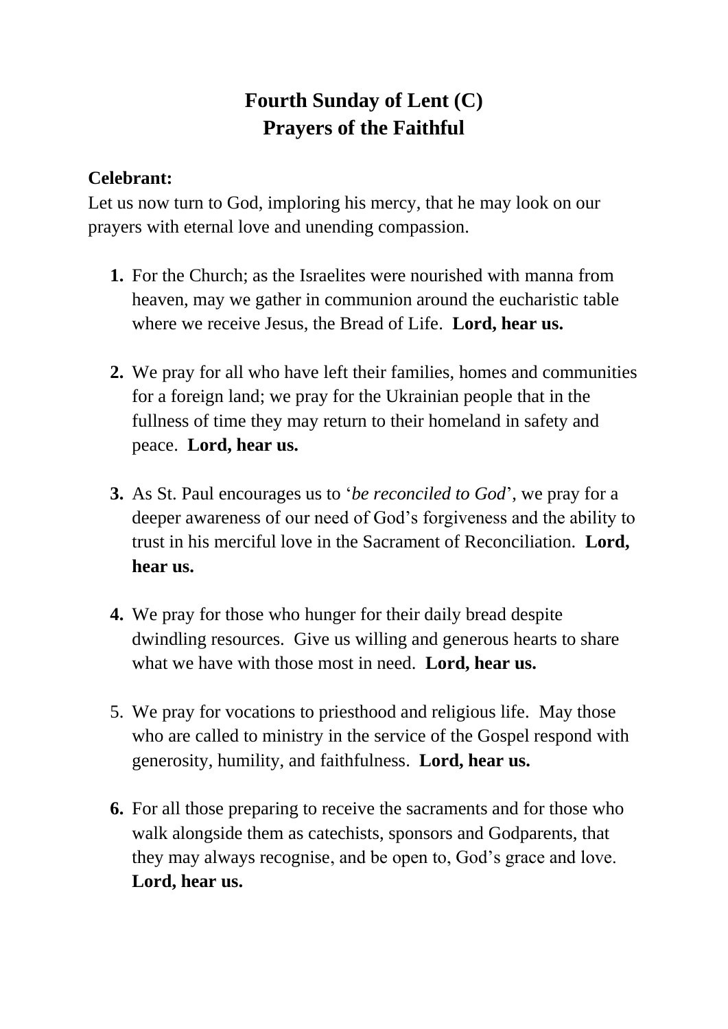# Fourth Sunday of Lent (C)
# Prayers of the Faithful

**Celebrant:**
Let us now turn to God, imploring his mercy, that he may look on our prayers with eternal love and unending compassion.

1. For the Church; as the Israelites were nourished with manna from heaven, may we gather in communion around the eucharistic table where we receive Jesus, the Bread of Life. **Lord, hear us.**

2. We pray for all who have left their families, homes and communities for a foreign land; we pray for the Ukrainian people that in the fullness of time they may return to their homeland in safety and peace. **Lord, hear us.**

3. As St. Paul encourages us to '*be reconciled to God*', we pray for a deeper awareness of our need of God's forgiveness and the ability to trust in his merciful love in the Sacrament of Reconciliation. **Lord, hear us.**

4. We pray for those who hunger for their daily bread despite dwindling resources. Give us willing and generous hearts to share what we have with those most in need. **Lord, hear us.**

5. We pray for vocations to priesthood and religious life. May those who are called to ministry in the service of the Gospel respond with generosity, humility, and faithfulness. **Lord, hear us.**

6. For all those preparing to receive the sacraments and for those who walk alongside them as catechists, sponsors and Godparents, that they may always recognise, and be open to, God's grace and love. **Lord, hear us.**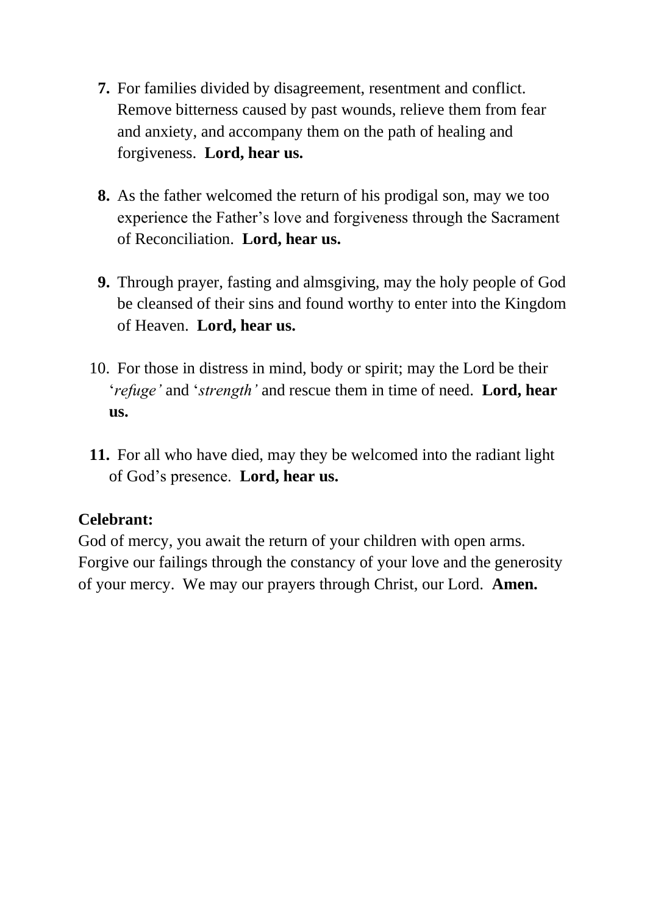7. For families divided by disagreement, resentment and conflict. Remove bitterness caused by past wounds, relieve them from fear and anxiety, and accompany them on the path of healing and forgiveness. **Lord, hear us.**

8. As the father welcomed the return of his prodigal son, may we too experience the Father's love and forgiveness through the Sacrament of Reconciliation. **Lord, hear us.**

9. Through prayer, fasting and almsgiving, may the holy people of God be cleansed of their sins and found worthy to enter into the Kingdom of Heaven. **Lord, hear us.**

10. For those in distress in mind, body or spirit; may the Lord be their '*refuge'* and '*strength'* and rescue them in time of need. **Lord, hear us.**

11. For all who have died, may they be welcomed into the radiant light of God's presence. **Lord, hear us.**

**Celebrant:**
God of mercy, you await the return of your children with open arms. Forgive our failings through the constancy of your love and the generosity of your mercy. We may our prayers through Christ, our Lord. **Amen.**